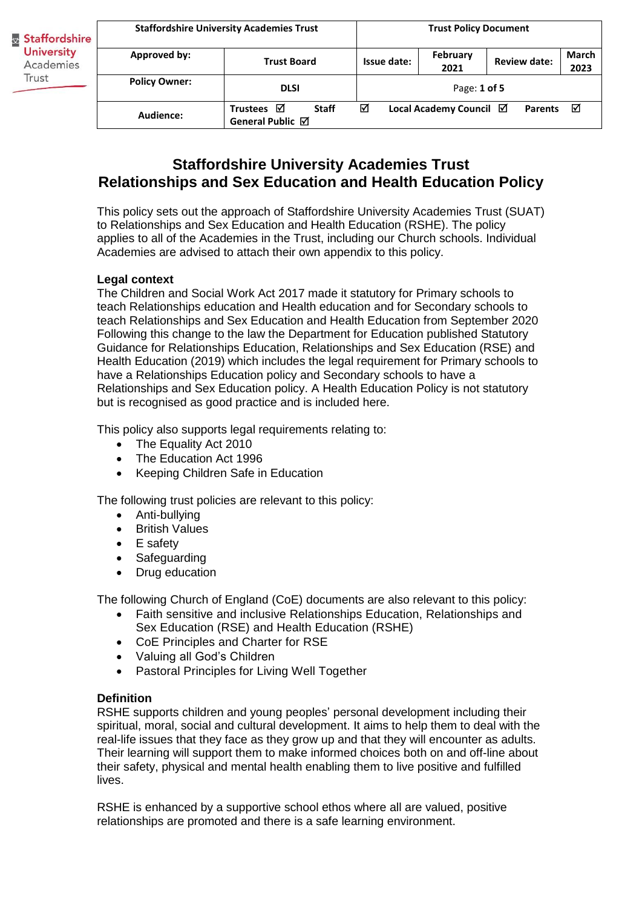| Staffordshire University Academies Trust | | Trust Policy Document | | | |
|---|---|---|---|---|---|
| **Approved by:** | **Trust Board** | **Issue date:** | **February 2021** | **Review date:** | **March 2023** |
| **Policy Owner:** | **DLSI** | Page: **1 of 5** | | | |
| **Audience:** | **Trustees** ☑ **Staff** ☑ **Local Academy Council** ☑ **Parents** ☑ **General Public** ☑ | | | | |

# Staffordshire University Academies Trust
# Relationships and Sex Education and Health Education Policy

This policy sets out the approach of Staffordshire University Academies Trust (SUAT) to Relationships and Sex Education and Health Education (RSHE). The policy applies to all of the Academies in the Trust, including our Church schools. Individual Academies are advised to attach their own appendix to this policy.

### Legal context

The Children and Social Work Act 2017 made it statutory for Primary schools to teach Relationships education and Health education and for Secondary schools to teach Relationships and Sex Education and Health Education from September 2020 Following this change to the law the Department for Education published Statutory Guidance for Relationships Education, Relationships and Sex Education (RSE) and Health Education (2019) which includes the legal requirement for Primary schools to have a Relationships Education policy and Secondary schools to have a Relationships and Sex Education policy. A Health Education Policy is not statutory but is recognised as good practice and is included here.

This policy also supports legal requirements relating to:

- The Equality Act 2010
- The Education Act 1996
- Keeping Children Safe in Education

The following trust policies are relevant to this policy:

- Anti-bullying
- British Values
- E safety
- Safeguarding
- Drug education

The following Church of England (CoE) documents are also relevant to this policy:

- Faith sensitive and inclusive Relationships Education, Relationships and Sex Education (RSE) and Health Education (RSHE)
- CoE Principles and Charter for RSE
- Valuing all God's Children
- Pastoral Principles for Living Well Together

### Definition

RSHE supports children and young peoples' personal development including their spiritual, moral, social and cultural development. It aims to help them to deal with the real-life issues that they face as they grow up and that they will encounter as adults. Their learning will support them to make informed choices both on and off-line about their safety, physical and mental health enabling them to live positive and fulfilled lives.

RSHE is enhanced by a supportive school ethos where all are valued, positive relationships are promoted and there is a safe learning environment.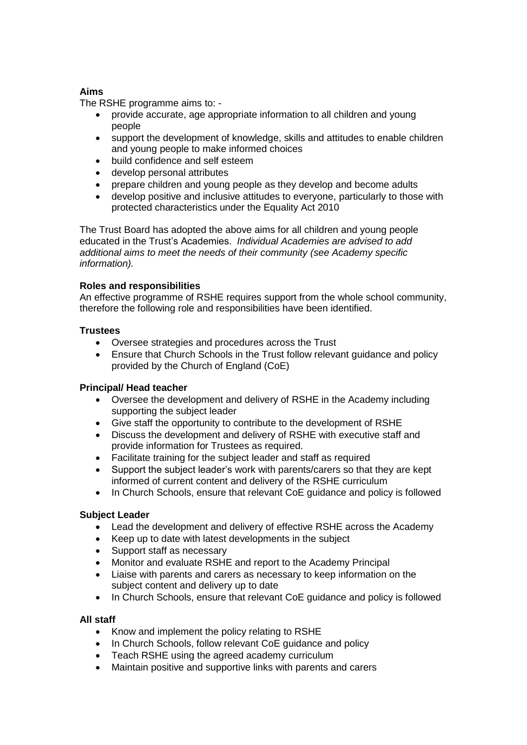**Aims**

The RSHE programme aims to: -

- provide accurate, age appropriate information to all children and young people
- support the development of knowledge, skills and attitudes to enable children and young people to make informed choices
- build confidence and self esteem
- develop personal attributes
- prepare children and young people as they develop and become adults
- develop positive and inclusive attitudes to everyone, particularly to those with protected characteristics under the Equality Act 2010

The Trust Board has adopted the above aims for all children and young people educated in the Trust's Academies. *Individual Academies are advised to add additional aims to meet the needs of their community (see Academy specific information).*

**Roles and responsibilities**

An effective programme of RSHE requires support from the whole school community, therefore the following role and responsibilities have been identified.

**Trustees**

- Oversee strategies and procedures across the Trust
- Ensure that Church Schools in the Trust follow relevant guidance and policy provided by the Church of England (CoE)

**Principal/ Head teacher**

- Oversee the development and delivery of RSHE in the Academy including supporting the subject leader
- Give staff the opportunity to contribute to the development of RSHE
- Discuss the development and delivery of RSHE with executive staff and provide information for Trustees as required.
- Facilitate training for the subject leader and staff as required
- Support the subject leader's work with parents/carers so that they are kept informed of current content and delivery of the RSHE curriculum
- In Church Schools, ensure that relevant CoE guidance and policy is followed

**Subject Leader**

- Lead the development and delivery of effective RSHE across the Academy
- Keep up to date with latest developments in the subject
- Support staff as necessary
- Monitor and evaluate RSHE and report to the Academy Principal
- Liaise with parents and carers as necessary to keep information on the subject content and delivery up to date
- In Church Schools, ensure that relevant CoE guidance and policy is followed

**All staff**

- Know and implement the policy relating to RSHE
- In Church Schools, follow relevant CoE guidance and policy
- Teach RSHE using the agreed academy curriculum
- Maintain positive and supportive links with parents and carers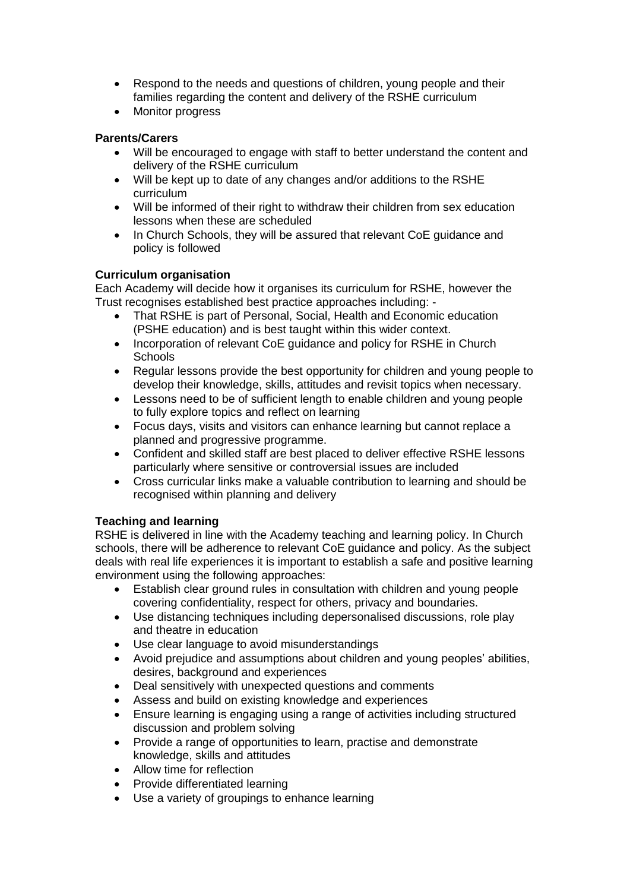- Respond to the needs and questions of children, young people and their families regarding the content and delivery of the RSHE curriculum
- Monitor progress

**Parents/Carers**

- Will be encouraged to engage with staff to better understand the content and delivery of the RSHE curriculum
- Will be kept up to date of any changes and/or additions to the RSHE curriculum
- Will be informed of their right to withdraw their children from sex education lessons when these are scheduled
- In Church Schools, they will be assured that relevant CoE guidance and policy is followed

**Curriculum organisation**

Each Academy will decide how it organises its curriculum for RSHE, however the Trust recognises established best practice approaches including: -

- That RSHE is part of Personal, Social, Health and Economic education (PSHE education) and is best taught within this wider context.
- Incorporation of relevant CoE guidance and policy for RSHE in Church Schools
- Regular lessons provide the best opportunity for children and young people to develop their knowledge, skills, attitudes and revisit topics when necessary.
- Lessons need to be of sufficient length to enable children and young people to fully explore topics and reflect on learning
- Focus days, visits and visitors can enhance learning but cannot replace a planned and progressive programme.
- Confident and skilled staff are best placed to deliver effective RSHE lessons particularly where sensitive or controversial issues are included
- Cross curricular links make a valuable contribution to learning and should be recognised within planning and delivery

**Teaching and learning**

RSHE is delivered in line with the Academy teaching and learning policy. In Church schools, there will be adherence to relevant CoE guidance and policy. As the subject deals with real life experiences it is important to establish a safe and positive learning environment using the following approaches:

- Establish clear ground rules in consultation with children and young people covering confidentiality, respect for others, privacy and boundaries.
- Use distancing techniques including depersonalised discussions, role play and theatre in education
- Use clear language to avoid misunderstandings
- Avoid prejudice and assumptions about children and young peoples' abilities, desires, background and experiences
- Deal sensitively with unexpected questions and comments
- Assess and build on existing knowledge and experiences
- Ensure learning is engaging using a range of activities including structured discussion and problem solving
- Provide a range of opportunities to learn, practise and demonstrate knowledge, skills and attitudes
- Allow time for reflection
- Provide differentiated learning
- Use a variety of groupings to enhance learning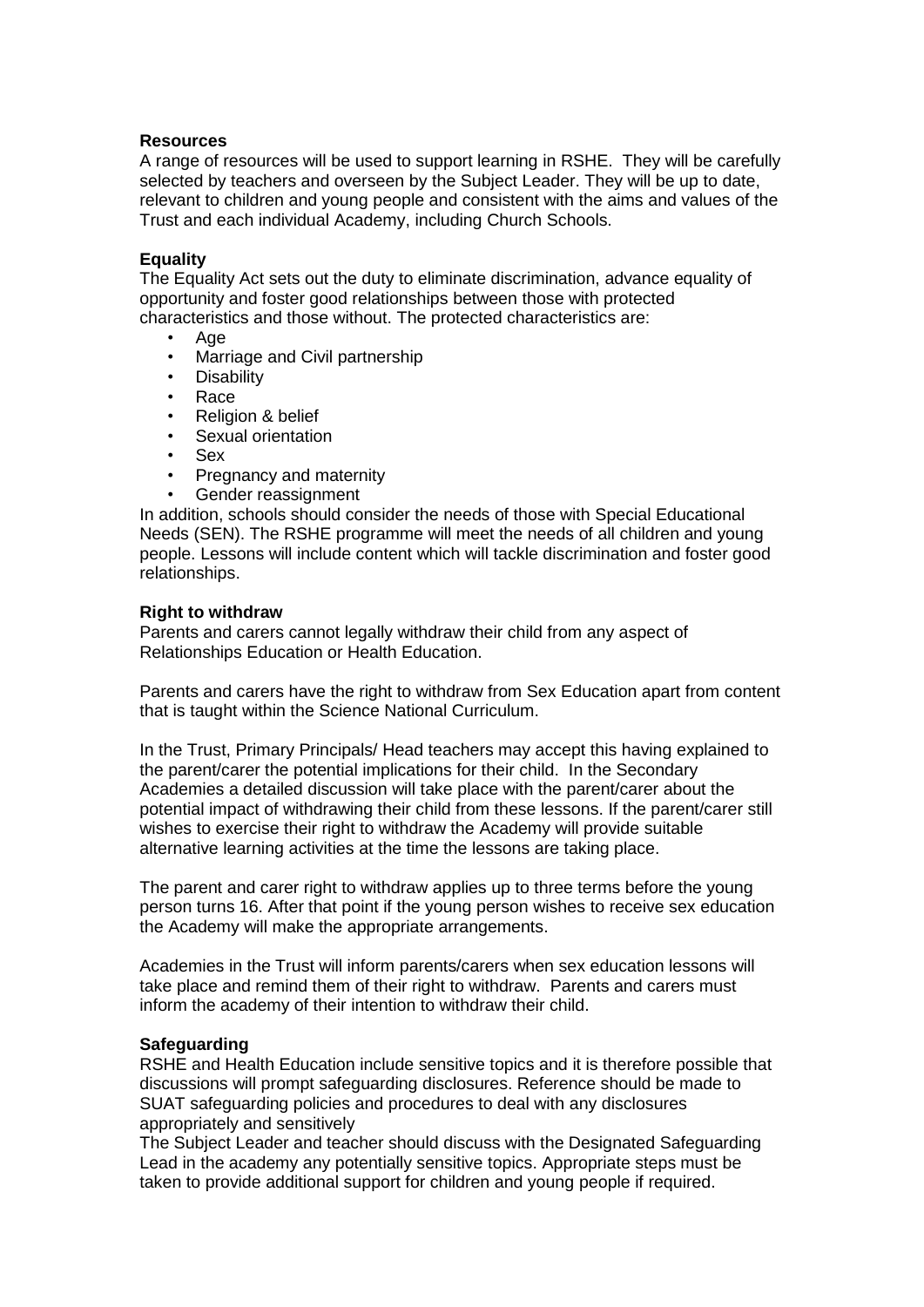**Resources**

A range of resources will be used to support learning in RSHE. They will be carefully selected by teachers and overseen by the Subject Leader. They will be up to date, relevant to children and young people and consistent with the aims and values of the Trust and each individual Academy, including Church Schools.

**Equality**

The Equality Act sets out the duty to eliminate discrimination, advance equality of opportunity and foster good relationships between those with protected characteristics and those without. The protected characteristics are:

- Age
- Marriage and Civil partnership
- Disability
- Race
- Religion & belief
- Sexual orientation
- Sex
- Pregnancy and maternity
- Gender reassignment

In addition, schools should consider the needs of those with Special Educational Needs (SEN). The RSHE programme will meet the needs of all children and young people. Lessons will include content which will tackle discrimination and foster good relationships.

**Right to withdraw**

Parents and carers cannot legally withdraw their child from any aspect of Relationships Education or Health Education.

Parents and carers have the right to withdraw from Sex Education apart from content that is taught within the Science National Curriculum.

In the Trust, Primary Principals/ Head teachers may accept this having explained to the parent/carer the potential implications for their child. In the Secondary Academies a detailed discussion will take place with the parent/carer about the potential impact of withdrawing their child from these lessons. If the parent/carer still wishes to exercise their right to withdraw the Academy will provide suitable alternative learning activities at the time the lessons are taking place.

The parent and carer right to withdraw applies up to three terms before the young person turns 16. After that point if the young person wishes to receive sex education the Academy will make the appropriate arrangements.

Academies in the Trust will inform parents/carers when sex education lessons will take place and remind them of their right to withdraw. Parents and carers must inform the academy of their intention to withdraw their child.

**Safeguarding**

RSHE and Health Education include sensitive topics and it is therefore possible that discussions will prompt safeguarding disclosures. Reference should be made to SUAT safeguarding policies and procedures to deal with any disclosures appropriately and sensitively

The Subject Leader and teacher should discuss with the Designated Safeguarding Lead in the academy any potentially sensitive topics. Appropriate steps must be taken to provide additional support for children and young people if required.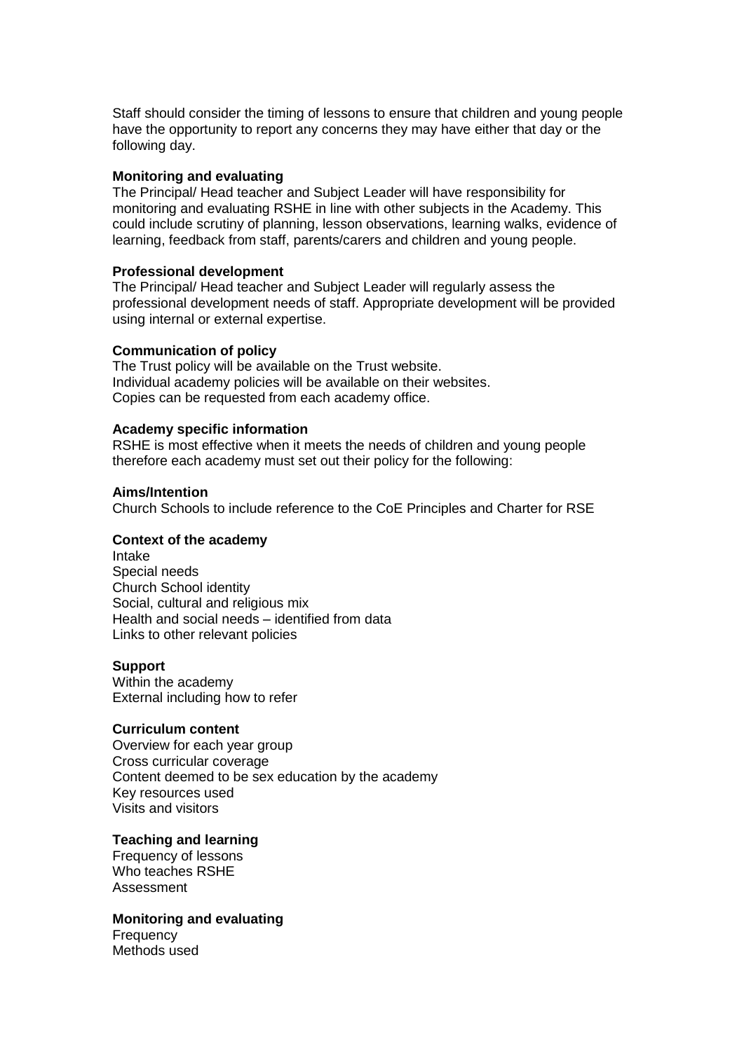Staff should consider the timing of lessons to ensure that children and young people have the opportunity to report any concerns they may have either that day or the following day.

**Monitoring and evaluating**
The Principal/ Head teacher and Subject Leader will have responsibility for monitoring and evaluating RSHE in line with other subjects in the Academy. This could include scrutiny of planning, lesson observations, learning walks, evidence of learning, feedback from staff, parents/carers and children and young people.

**Professional development**
The Principal/ Head teacher and Subject Leader will regularly assess the professional development needs of staff. Appropriate development will be provided using internal or external expertise.

**Communication of policy**
The Trust policy will be available on the Trust website.
Individual academy policies will be available on their websites.
Copies can be requested from each academy office.

**Academy specific information**
RSHE is most effective when it meets the needs of children and young people therefore each academy must set out their policy for the following:

**Aims/Intention**
Church Schools to include reference to the CoE Principles and Charter for RSE

**Context of the academy**
Intake
Special needs
Church School identity
Social, cultural and religious mix
Health and social needs – identified from data
Links to other relevant policies

**Support**
Within the academy
External including how to refer

**Curriculum content**
Overview for each year group
Cross curricular coverage
Content deemed to be sex education by the academy
Key resources used
Visits and visitors

**Teaching and learning**
Frequency of lessons
Who teaches RSHE
Assessment

**Monitoring and evaluating**
Frequency
Methods used